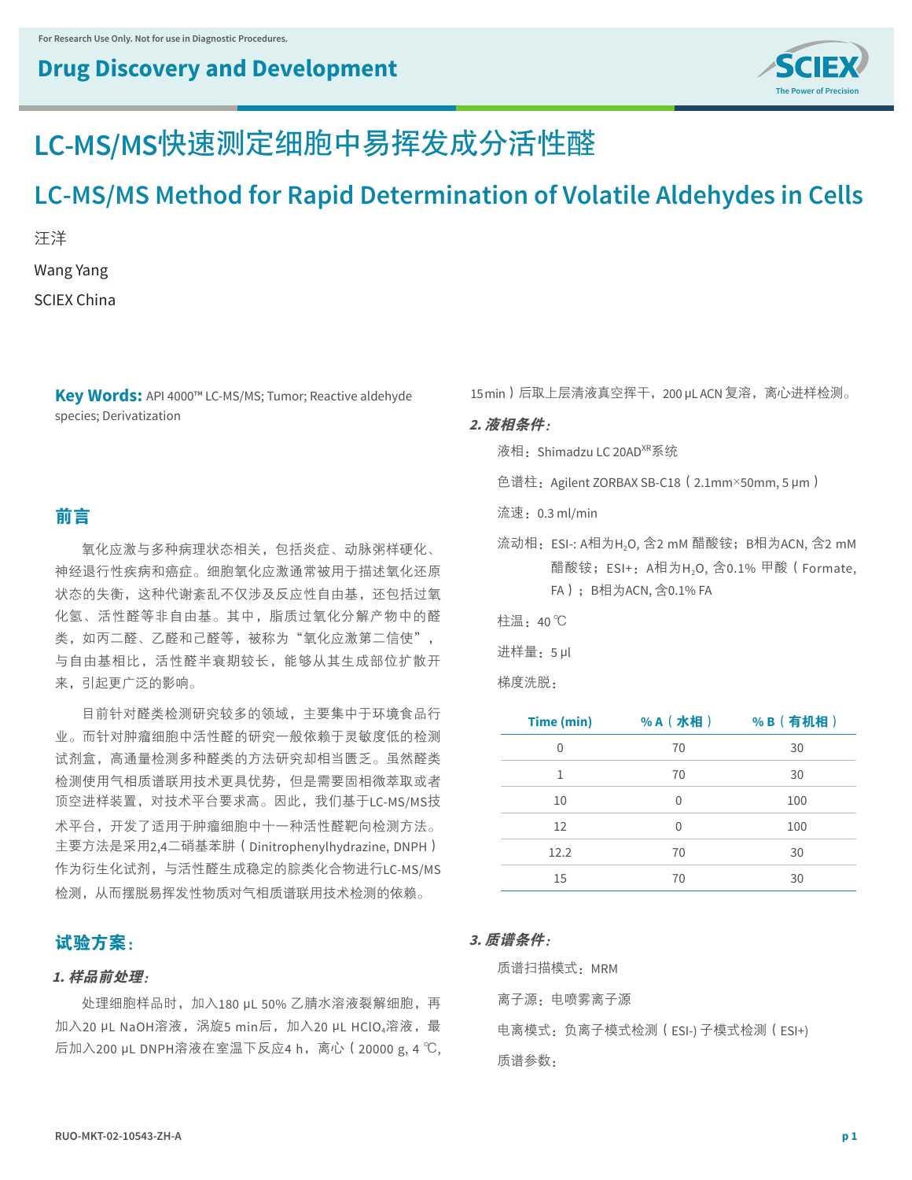For Research Use Only. Not for use in Diagnostic Procedures.

**Drug Discovery and Development**

# LC-MS/MS快速测定细胞中易挥发成分活性醛

# LC-MS/MS Method for Rapid Determination of Volatile Aldehydes in Cells

汪洋

Wang Yang

SCIEX China

**Key Words:** API 4000™ LC-MS/MS; Tumor; Reactive aldehyde species; Derivatization

## 前言

氧化应激与多种病理状态相关，包括炎症、动脉粥样硬化、神经退行性疾病和癌症。细胞氧化应激通常被用于描述氧化还原状态的失衡，这种代谢紊乱不仅涉及反应性自由基，还包括过氧化氢、活性醛等非自由基。其中，脂质过氧化分解产物中的醛类，如丙二醛、乙醛和己醛等，被称为“氧化应激第二信使”，与自由基相比，活性醛半衰期较长，能够从其生成部位扩散开来，引起更广泛的影响。

目前针对醛类检测研究较多的领域，主要集中于环境食品行业。而针对肿瘤细胞中活性醛的研究一般依赖于灵敏度低的检测试剂盒，高通量检测多种醛类的方法研究却相当匮乏。虽然醛类检测使用气相质谱联用技术更具优势，但是需要固相微萃取或者顶空进样装置，对技术平台要求高。因此，我们基于LC-MS/MS技术平台，开发了适用于肿瘤细胞中十一种活性醛靶向检测方法。主要方法是采用2,4二硝基苯肼（Dinitrophenylhydrazine, DNPH）作为衍生化试剂，与活性醛生成稳定的腙类化合物进行LC-MS/MS检测，从而摆脱易挥发性物质对气相质谱联用技术检测的依赖。

## 试验方案：

### *1. 样品前处理：*

处理细胞样品时，加入180 μL 50% 乙腈水溶液裂解细胞，再加入20 μL NaOH溶液，涡旋5 min后，加入20 μL $HClO_4$溶液，最后加入200 μL DNPH溶液在室温下反应4 h，离心（20000 g, 4 ℃, 15 min）后取上层清液真空挥干，200 μL ACN 复溶，离心进样检测。

### *2. 液相条件：*

液相：Shimadzu LC 20AD$^{XR}$系统

色谱柱：Agilent ZORBAX SB-C18（2.1mm×50mm, 5 μm）

流速：0.3 ml/min

流动相：ESI-: A相为$H_2O$, 含2 mM 醋酸铵；B相为ACN, 含2 mM 醋酸铵；ESI+：A相为$H_2O$, 含0.1% 甲酸（Formate, FA）；B相为ACN, 含0.1% FA

柱温：40 ℃

进样量：5 μl

梯度洗脱：

| Time (min) | % A（水相） | % B（有机相） |
|---|---|---|
| 0 | 70 | 30 |
| 1 | 70 | 30 |
| 10 | 0 | 100 |
| 12 | 0 | 100 |
| 12.2 | 70 | 30 |
| 15 | 70 | 30 |

### *3. 质谱条件：*

质谱扫描模式：MRM

离子源：电喷雾离子源

电离模式：负离子模式检测（ESI-) 子模式检测（ESI+)

质谱参数：

RUO-MKT-02-10543-ZH-A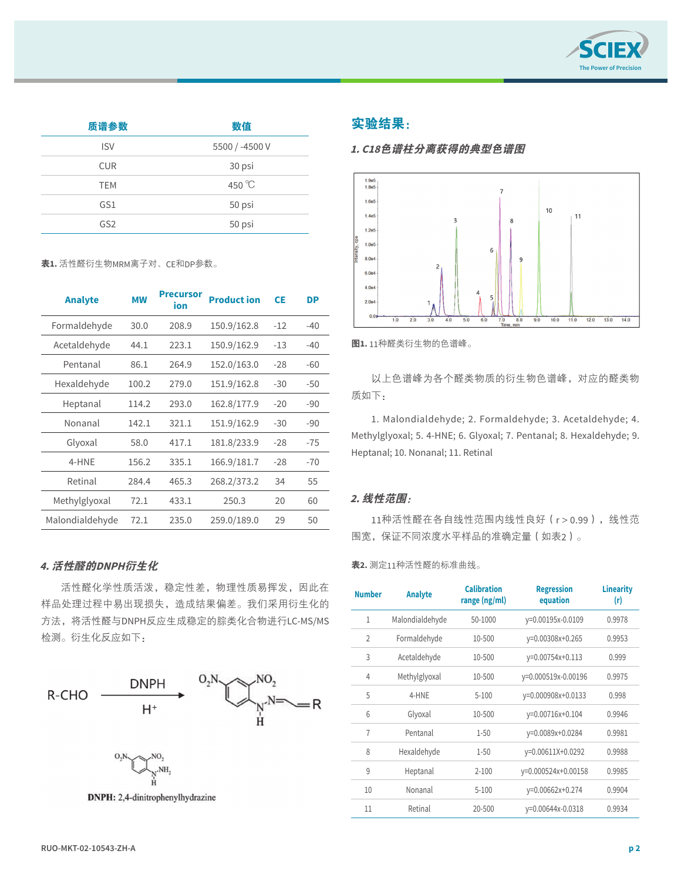| 质谱参数 | 数值 |
| --- | --- |
| ISV | 5500 / -4500 V |
| CUR | 30 psi |
| TEM | 450 ℃ |
| GS1 | 50 psi |
| GS2 | 50 psi |

**表1.** 活性醛衍生物MRM离子对、CE和DP参数。

| Analyte | MW | Precursor ion | Product ion | CE | DP |
| --- | --- | --- | --- | --- | --- |
| Formaldehyde | 30.0 | 208.9 | 150.9/162.8 | -12 | -40 |
| Acetaldehyde | 44.1 | 223.1 | 150.9/162.9 | -13 | -40 |
| Pentanal | 86.1 | 264.9 | 152.0/163.0 | -28 | -60 |
| Hexaldehyde | 100.2 | 279.0 | 151.9/162.8 | -30 | -50 |
| Heptanal | 114.2 | 293.0 | 162.8/177.9 | -20 | -90 |
| Nonanal | 142.1 | 321.1 | 151.9/162.9 | -30 | -90 |
| Glyoxal | 58.0 | 417.1 | 181.8/233.9 | -28 | -75 |
| 4-HNE | 156.2 | 335.1 | 166.9/181.7 | -28 | -70 |
| Retinal | 284.4 | 465.3 | 268.2/373.2 | 34 | 55 |
| Methylglyoxal | 72.1 | 433.1 | 250.3 | 20 | 60 |
| Malondialdehyde | 72.1 | 235.0 | 259.0/189.0 | 29 | 50 |

### *4. 活性醛的DNPH衍生化*

活性醛化学性质活泼，稳定性差，物理性质易挥发，因此在样品处理过程中易出现损失，造成结果偏差。我们采用衍生化的方法，将活性醛与DNPH反应生成稳定的腙类化合物进行LC-MS/MS检测。衍生化反应如下：

R-CHO —(DNPH, $H^+$)→ $O_2N$-(2,4-dinitrophenyl)-NH-N=R

**DNPH:** 2,4-dinitrophenylhydrazine

## 实验结果：

### *1. C18色谱柱分离获得的典型色谱图*

**图1.** 11种醛类衍生物的色谱峰。

以上色谱峰为各个醛类物质的衍生物色谱峰，对应的醛类物质如下：

1. Malondialdehyde; 2. Formaldehyde; 3. Acetaldehyde; 4. Methylglyoxal; 5. 4-HNE; 6. Glyoxal; 7. Pentanal; 8. Hexaldehyde; 9. Heptanal; 10. Nonanal; 11. Retinal

### *2. 线性范围：*

11种活性醛在各自线性范围内线性良好（r > 0.99），线性范围宽，保证不同浓度水平样品的准确定量（如表2）。

**表2.** 测定11种活性醛的标准曲线。

| Number | Analyte | Calibration range (ng/ml) | Regression equation | Linearity (r) |
| --- | --- | --- | --- | --- |
| 1 | Malondialdehyde | 50-1000 | y=0.00195x-0.0109 | 0.9978 |
| 2 | Formaldehyde | 10-500 | y=0.00308x+0.265 | 0.9953 |
| 3 | Acetaldehyde | 10-500 | y=0.00754x+0.113 | 0.999 |
| 4 | Methylglyoxal | 10-500 | y=0.000519x-0.00196 | 0.9975 |
| 5 | 4-HNE | 5-100 | y=0.000908x+0.0133 | 0.998 |
| 6 | Glyoxal | 10-500 | y=0.00716x+0.104 | 0.9946 |
| 7 | Pentanal | 1-50 | y=0.0089x+0.0284 | 0.9981 |
| 8 | Hexaldehyde | 1-50 | y=0.00611X+0.0292 | 0.9988 |
| 9 | Heptanal | 2-100 | y=0.000524x+0.00158 | 0.9985 |
| 10 | Nonanal | 5-100 | y=0.00662x+0.274 | 0.9904 |
| 11 | Retinal | 20-500 | y=0.00644x-0.0318 | 0.9934 |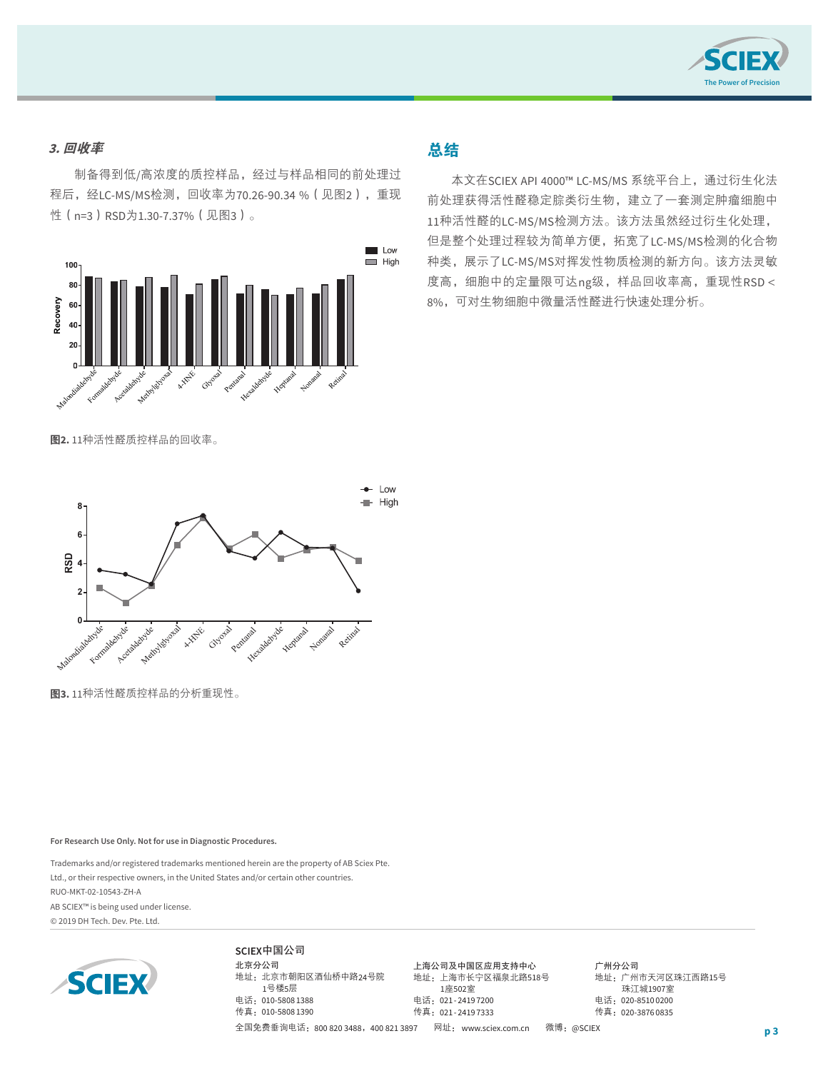### *3. 回收率*

制备得到低/高浓度的质控样品，经过与样品相同的前处理过程后，经LC-MS/MS检测，回收率为70.26-90.34 %（见图2），重现性（n=3）RSD为1.30-7.37%（见图3）。

Low
High
100
80
60
40
20
0
Recovery
Malondialdehyde
Formaldehyde
Acetaldehyde
Methylglyoxal
4-HNE
Glyoxal
Pentanal
Hexaldehyde
Heptanal
Nonanal
Retinal

**图2.** 11种活性醛质控样品的回收率。

Low
High
8
6
4
2
0
RSD
Malondialdehyde
Formaldehyde
Acetaldehyde
Methylglyoxal
4-HNE
Glyoxal
Pentanal
Hexaldehyde
Heptanal
Nonanal
Retinal

**图3.** 11种活性醛质控样品的分析重现性。

## 总结

本文在SCIEX API 4000™ LC-MS/MS 系统平台上，通过衍生化法前处理获得活性醛稳定腙类衍生物，建立了一套测定肿瘤细胞中11种活性醛的LC-MS/MS检测方法。该方法虽然经过衍生化处理，但是整个处理过程较为简单方便，拓宽了LC-MS/MS检测的化合物种类，展示了LC-MS/MS对挥发性物质检测的新方向。该方法灵敏度高，细胞中的定量限可达ng级，样品回收率高，重现性RSD < 8%，可对生物细胞中微量活性醛进行快速处理分析。

**For Research Use Only. Not for use in Diagnostic Procedures.**

Trademarks and/or registered trademarks mentioned herein are the property of AB Sciex Pte. Ltd., or their respective owners, in the United States and/or certain other countries.

RUO-MKT-02-10543-ZH-A

AB SCIEX™ is being used under license.

© 2019 DH Tech. Dev. Pte. Ltd.

SCIEX中国公司

北京分公司
地址：北京市朝阳区酒仙桥中路24号院1号楼5层
电话：010-5808 1388
传真：010-5808 1390

上海公司及中国区应用支持中心
地址：上海市长宁区福泉北路518号1座502室
电话：021-2419 7200
传真：021-2419 7333

广州分公司
地址：广州市天河区珠江西路15号珠江城1907室
电话：020-8510 0200
传真：020-3876 0835

全国免费垂询电话：800 820 3488，400 821 3897　网址：www.sciex.com.cn　微博：@SCIEX